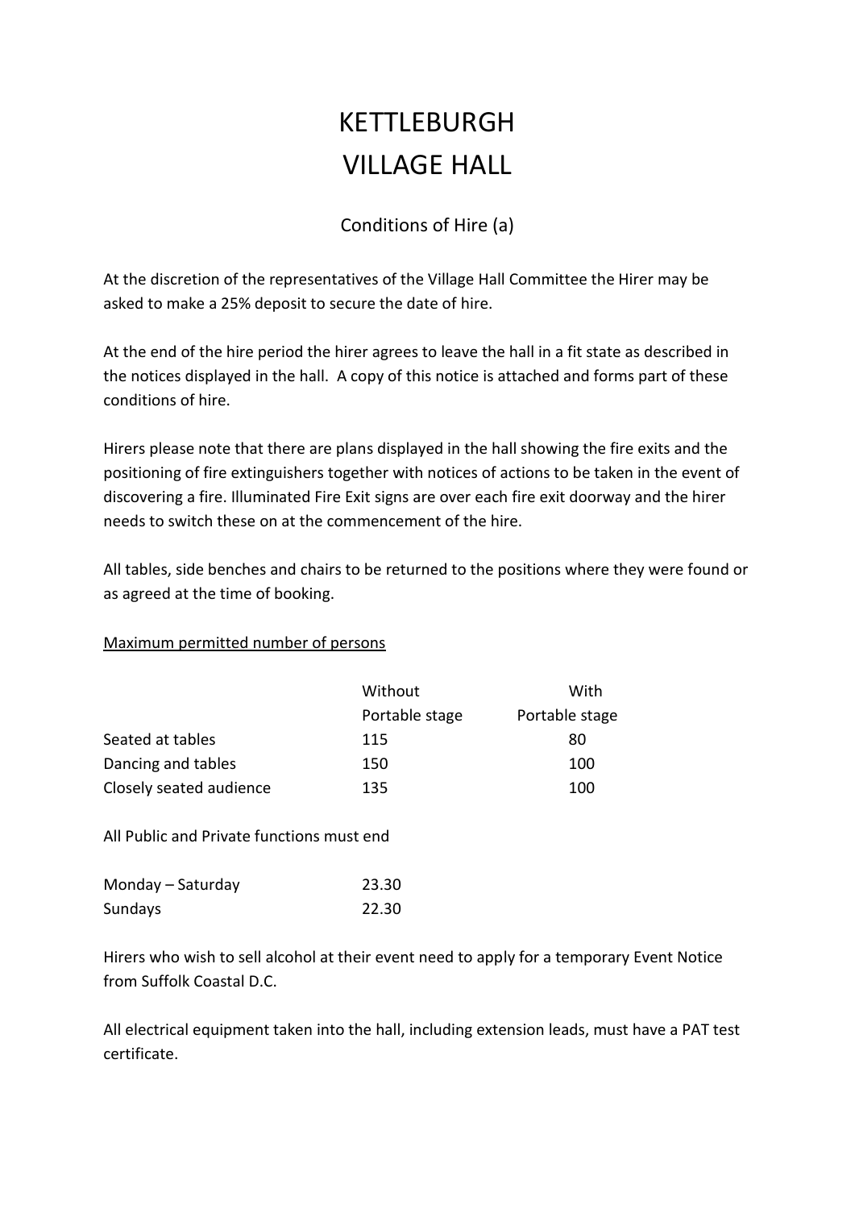# KETTLEBURGH VILLAGE HALL

## Conditions of Hire (a)

At the discretion of the representatives of the Village Hall Committee the Hirer may be asked to make a 25% deposit to secure the date of hire.

At the end of the hire period the hirer agrees to leave the hall in a fit state as described in the notices displayed in the hall. A copy of this notice is attached and forms part of these conditions of hire.

Hirers please note that there are plans displayed in the hall showing the fire exits and the positioning of fire extinguishers together with notices of actions to be taken in the event of discovering a fire. Illuminated Fire Exit signs are over each fire exit doorway and the hirer needs to switch these on at the commencement of the hire.

All tables, side benches and chairs to be returned to the positions where they were found or as agreed at the time of booking.

<u>Maximum permitted number of persons</u>

| | Without Portable stage | With Portable stage |
|---|---|---|
| Seated at tables | 115 | 80 |
| Dancing and tables | 150 | 100 |
| Closely seated audience | 135 | 100 |

All Public and Private functions must end

| | |
|---|---|
| Monday – Saturday | 23.30 |
| Sundays | 22.30 |

Hirers who wish to sell alcohol at their event need to apply for a temporary Event Notice from Suffolk Coastal D.C.

All electrical equipment taken into the hall, including extension leads, must have a PAT test certificate.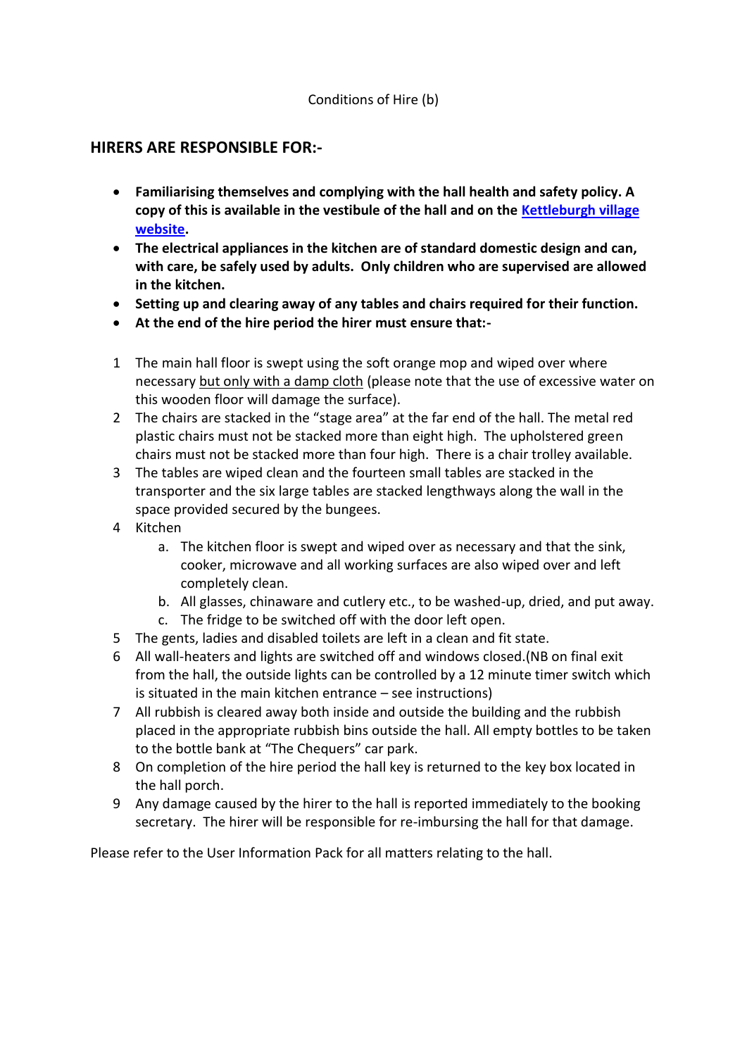Conditions of Hire (b)

## HIRERS ARE RESPONSIBLE FOR:-

- **Familiarising themselves and complying with the hall health and safety policy. A copy of this is available in the vestibule of the hall and on the [Kettleburgh village website](#).**
- **The electrical appliances in the kitchen are of standard domestic design and can, with care, be safely used by adults. Only children who are supervised are allowed in the kitchen.**
- **Setting up and clearing away of any tables and chairs required for their function.**
- **At the end of the hire period the hirer must ensure that:-**

1. The main hall floor is swept using the soft orange mop and wiped over where necessary <u>but only with a damp cloth</u> (please note that the use of excessive water on this wooden floor will damage the surface).
2. The chairs are stacked in the "stage area" at the far end of the hall. The metal red plastic chairs must not be stacked more than eight high. The upholstered green chairs must not be stacked more than four high. There is a chair trolley available.
3. The tables are wiped clean and the fourteen small tables are stacked in the transporter and the six large tables are stacked lengthways along the wall in the space provided secured by the bungees.
4. Kitchen
    a. The kitchen floor is swept and wiped over as necessary and that the sink, cooker, microwave and all working surfaces are also wiped over and left completely clean.
    b. All glasses, chinaware and cutlery etc., to be washed-up, dried, and put away.
    c. The fridge to be switched off with the door left open.
5. The gents, ladies and disabled toilets are left in a clean and fit state.
6. All wall-heaters and lights are switched off and windows closed.(NB on final exit from the hall, the outside lights can be controlled by a 12 minute timer switch which is situated in the main kitchen entrance – see instructions)
7. All rubbish is cleared away both inside and outside the building and the rubbish placed in the appropriate rubbish bins outside the hall. All empty bottles to be taken to the bottle bank at "The Chequers" car park.
8. On completion of the hire period the hall key is returned to the key box located in the hall porch.
9. Any damage caused by the hirer to the hall is reported immediately to the booking secretary. The hirer will be responsible for re-imbursing the hall for that damage.

Please refer to the User Information Pack for all matters relating to the hall.